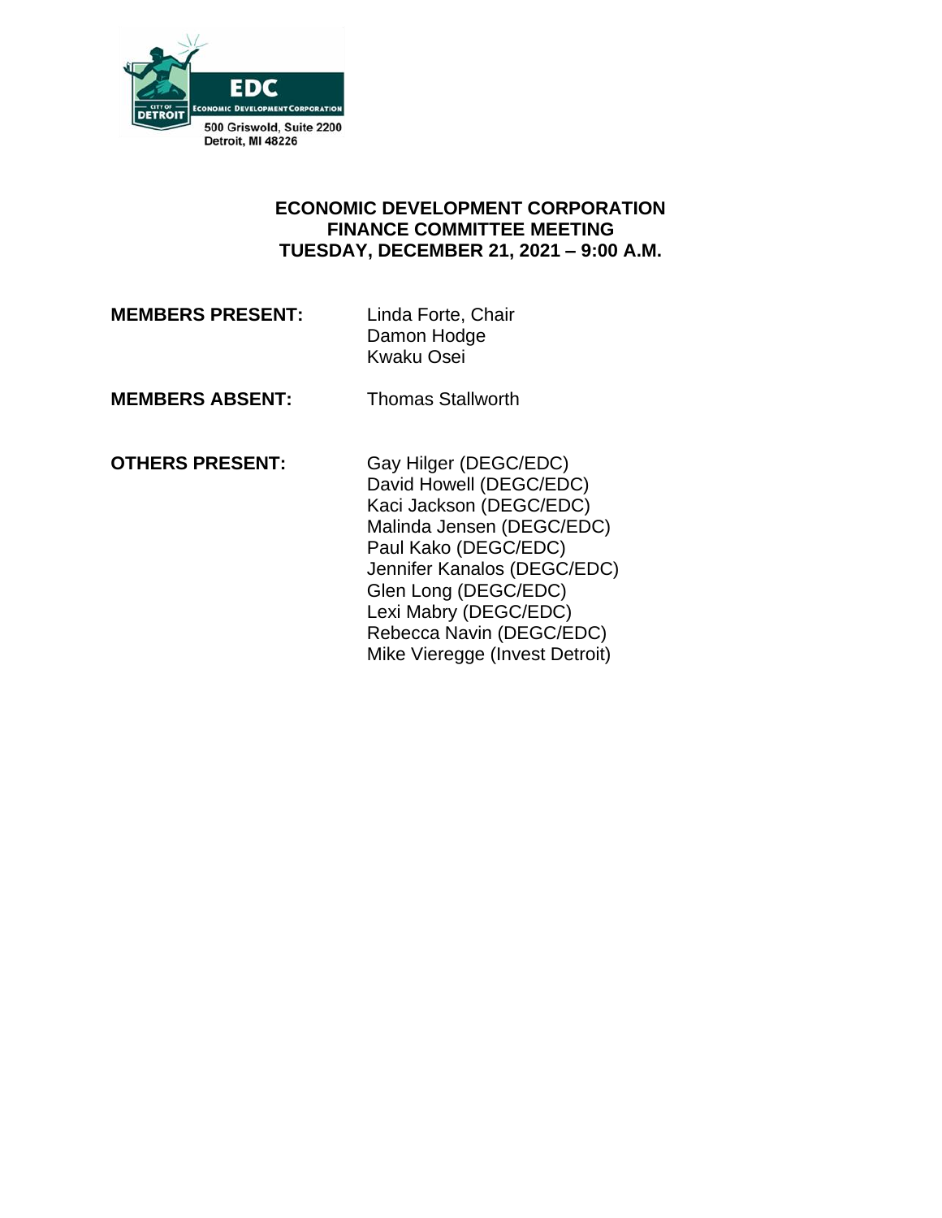EDC

CITY OF DETROIT

ECONOMIC DEVELOPMENT CORPORATION

500 Griswold, Suite 2200
Detroit, MI 48226

**ECONOMIC DEVELOPMENT CORPORATION**
**FINANCE COMMITTEE MEETING**
**TUESDAY, DECEMBER 21, 2021 – 9:00 A.M.**

**MEMBERS PRESENT:** Linda Forte, Chair
Damon Hodge
Kwaku Osei

**MEMBERS ABSENT:** Thomas Stallworth

**OTHERS PRESENT:** Gay Hilger (DEGC/EDC)
David Howell (DEGC/EDC)
Kaci Jackson (DEGC/EDC)
Malinda Jensen (DEGC/EDC)
Paul Kako (DEGC/EDC)
Jennifer Kanalos (DEGC/EDC)
Glen Long (DEGC/EDC)
Lexi Mabry (DEGC/EDC)
Rebecca Navin (DEGC/EDC)
Mike Vieregge (Invest Detroit)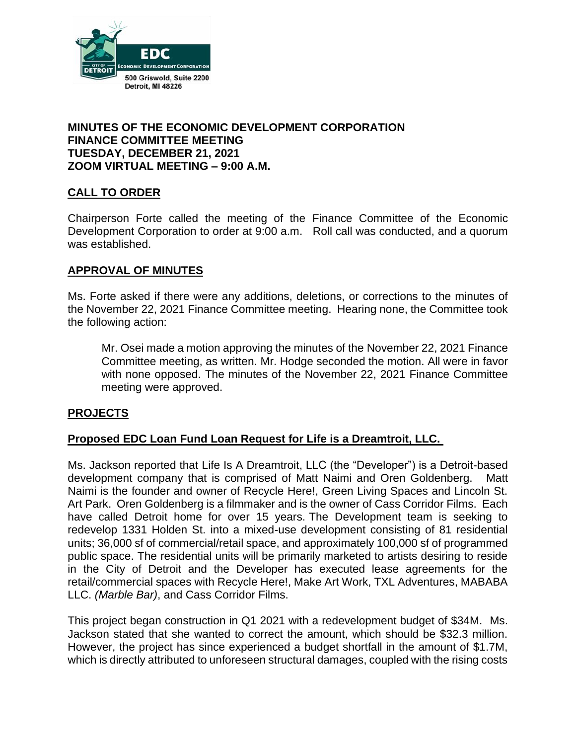EDC
ECONOMIC DEVELOPMENT CORPORATION
500 Griswold, Suite 2200
Detroit, MI 48226

**MINUTES OF THE ECONOMIC DEVELOPMENT CORPORATION FINANCE COMMITTEE MEETING**
**TUESDAY, DECEMBER 21, 2021**
**ZOOM VIRTUAL MEETING – 9:00 A.M.**

## CALL TO ORDER

Chairperson Forte called the meeting of the Finance Committee of the Economic Development Corporation to order at 9:00 a.m. Roll call was conducted, and a quorum was established.

## APPROVAL OF MINUTES

Ms. Forte asked if there were any additions, deletions, or corrections to the minutes of the November 22, 2021 Finance Committee meeting. Hearing none, the Committee took the following action:

> Mr. Osei made a motion approving the minutes of the November 22, 2021 Finance Committee meeting, as written. Mr. Hodge seconded the motion. All were in favor with none opposed. The minutes of the November 22, 2021 Finance Committee meeting were approved.

## PROJECTS

### Proposed EDC Loan Fund Loan Request for Life is a Dreamtroit, LLC.

Ms. Jackson reported that Life Is A Dreamtroit, LLC (the "Developer") is a Detroit-based development company that is comprised of Matt Naimi and Oren Goldenberg. Matt Naimi is the founder and owner of Recycle Here!, Green Living Spaces and Lincoln St. Art Park. Oren Goldenberg is a filmmaker and is the owner of Cass Corridor Films. Each have called Detroit home for over 15 years. The Development team is seeking to redevelop 1331 Holden St. into a mixed-use development consisting of 81 residential units; 36,000 sf of commercial/retail space, and approximately 100,000 sf of programmed public space. The residential units will be primarily marketed to artists desiring to reside in the City of Detroit and the Developer has executed lease agreements for the retail/commercial spaces with Recycle Here!, Make Art Work, TXL Adventures, MABABA LLC. *(Marble Bar)*, and Cass Corridor Films.

This project began construction in Q1 2021 with a redevelopment budget of $34M. Ms. Jackson stated that she wanted to correct the amount, which should be $32.3 million. However, the project has since experienced a budget shortfall in the amount of $1.7M, which is directly attributed to unforeseen structural damages, coupled with the rising costs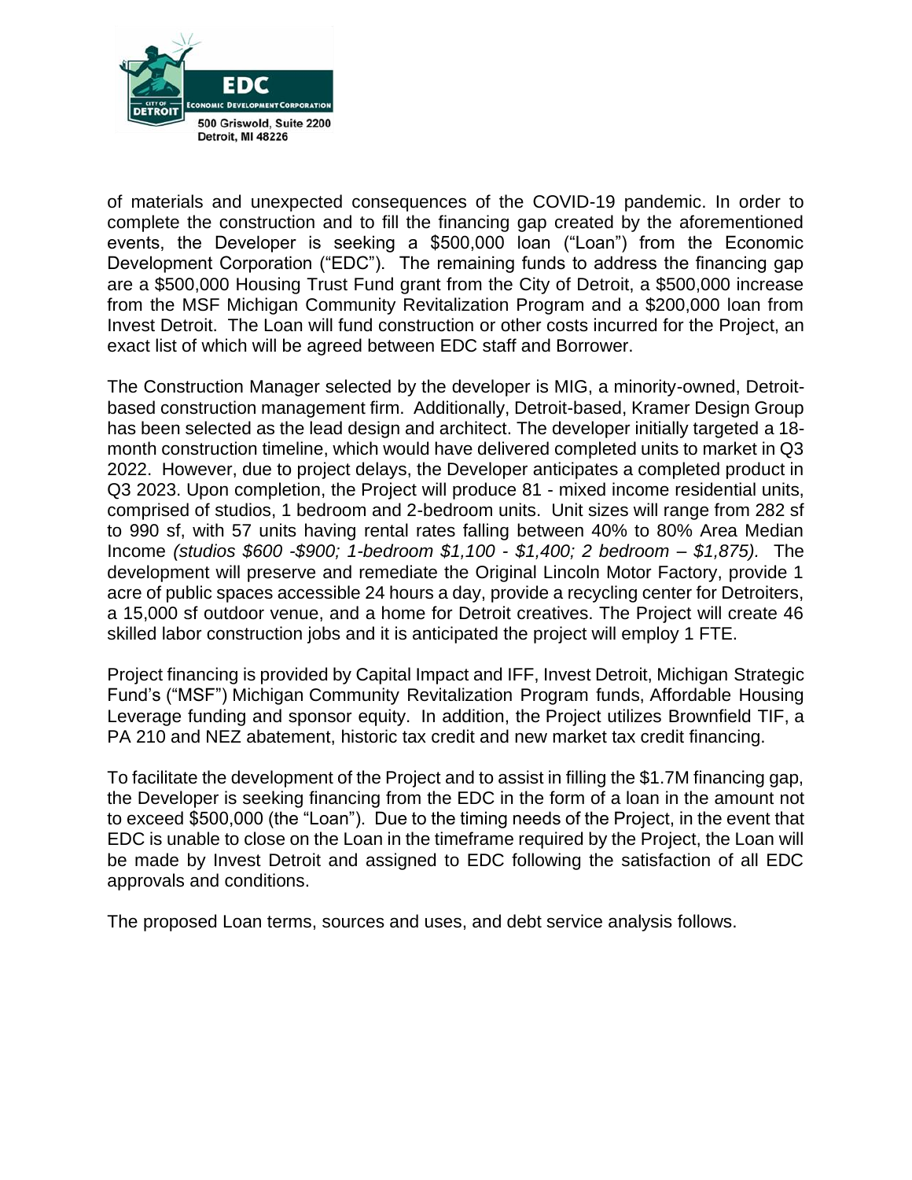of materials and unexpected consequences of the COVID-19 pandemic. In order to complete the construction and to fill the financing gap created by the aforementioned events, the Developer is seeking a $500,000 loan ("Loan") from the Economic Development Corporation ("EDC"). The remaining funds to address the financing gap are a $500,000 Housing Trust Fund grant from the City of Detroit, a $500,000 increase from the MSF Michigan Community Revitalization Program and a $200,000 loan from Invest Detroit. The Loan will fund construction or other costs incurred for the Project, an exact list of which will be agreed between EDC staff and Borrower.

The Construction Manager selected by the developer is MIG, a minority-owned, Detroit-based construction management firm. Additionally, Detroit-based, Kramer Design Group has been selected as the lead design and architect. The developer initially targeted a 18-month construction timeline, which would have delivered completed units to market in Q3 2022. However, due to project delays, the Developer anticipates a completed product in Q3 2023. Upon completion, the Project will produce 81 - mixed income residential units, comprised of studios, 1 bedroom and 2-bedroom units. Unit sizes will range from 282 sf to 990 sf, with 57 units having rental rates falling between 40% to 80% Area Median Income *(studios $600 -$900; 1-bedroom $1,100 - $1,400; 2 bedroom – $1,875).* The development will preserve and remediate the Original Lincoln Motor Factory, provide 1 acre of public spaces accessible 24 hours a day, provide a recycling center for Detroiters, a 15,000 sf outdoor venue, and a home for Detroit creatives. The Project will create 46 skilled labor construction jobs and it is anticipated the project will employ 1 FTE.

Project financing is provided by Capital Impact and IFF, Invest Detroit, Michigan Strategic Fund's ("MSF") Michigan Community Revitalization Program funds, Affordable Housing Leverage funding and sponsor equity. In addition, the Project utilizes Brownfield TIF, a PA 210 and NEZ abatement, historic tax credit and new market tax credit financing.

To facilitate the development of the Project and to assist in filling the $1.7M financing gap, the Developer is seeking financing from the EDC in the form of a loan in the amount not to exceed $500,000 (the "Loan"). Due to the timing needs of the Project, in the event that EDC is unable to close on the Loan in the timeframe required by the Project, the Loan will be made by Invest Detroit and assigned to EDC following the satisfaction of all EDC approvals and conditions.

The proposed Loan terms, sources and uses, and debt service analysis follows.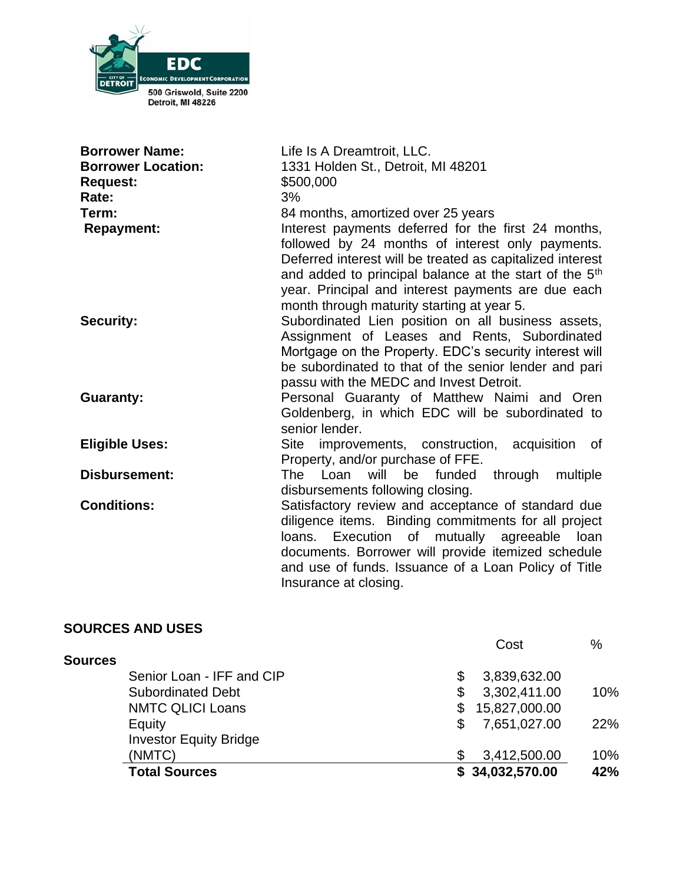EDC
ECONOMIC DEVELOPMENT CORPORATION
CITY OF DETROIT
500 Griswold, Suite 2200
Detroit, MI 48226

| | |
|---|---|
| **Borrower Name:** | Life Is A Dreamtroit, LLC. |
| **Borrower Location:** | 1331 Holden St., Detroit, MI 48201 |
| **Request:** | \$500,000 |
| **Rate:** | 3% |
| **Term:** | 84 months, amortized over 25 years |
| **Repayment:** | Interest payments deferred for the first 24 months, followed by 24 months of interest only payments. Deferred interest will be treated as capitalized interest and added to principal balance at the start of the 5th year. Principal and interest payments are due each month through maturity starting at year 5. |
| **Security:** | Subordinated Lien position on all business assets, Assignment of Leases and Rents, Subordinated Mortgage on the Property. EDC's security interest will be subordinated to that of the senior lender and pari passu with the MEDC and Invest Detroit. |
| **Guaranty:** | Personal Guaranty of Matthew Naimi and Oren Goldenberg, in which EDC will be subordinated to senior lender. |
| **Eligible Uses:** | Site improvements, construction, acquisition of Property, and/or purchase of FFE. |
| **Disbursement:** | The Loan will be funded through multiple disbursements following closing. |
| **Conditions:** | Satisfactory review and acceptance of standard due diligence items. Binding commitments for all project loans. Execution of mutually agreeable loan documents. Borrower will provide itemized schedule and use of funds. Issuance of a Loan Policy of Title Insurance at closing. |

## SOURCES AND USES

| | | Cost | % |
|---|---|---|---|
| **Sources** | | | |
| | Senior Loan - IFF and CIP | \$ 3,839,632.00 | |
| | Subordinated Debt | \$ 3,302,411.00 | 10% |
| | NMTC QLICI Loans | \$ 15,827,000.00 | |
| | Equity | \$ 7,651,027.00 | 22% |
| | Investor Equity Bridge (NMTC) | \$ 3,412,500.00 | 10% |
| | **Total Sources** | **\$ 34,032,570.00** | **42%** |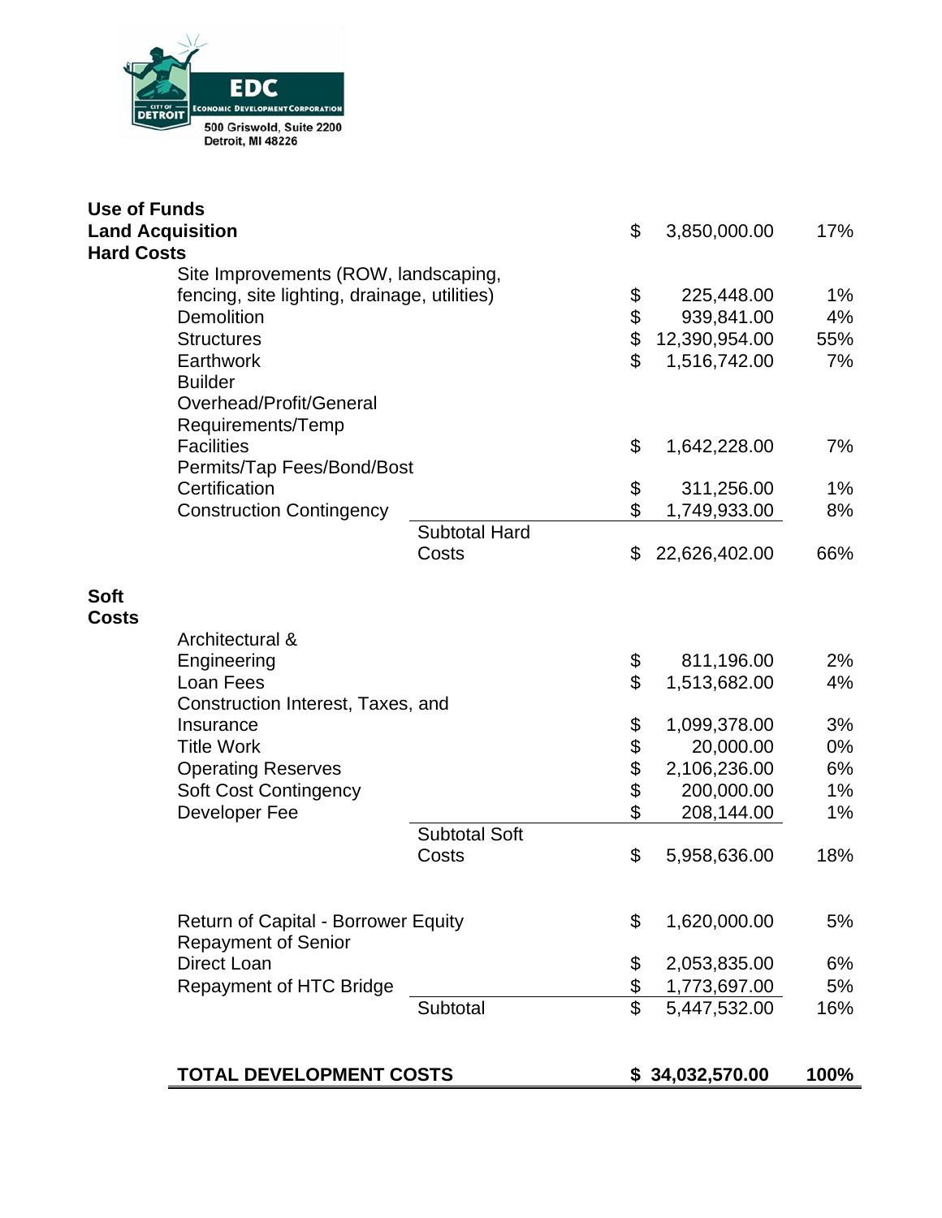EDC
ECONOMIC DEVELOPMENT CORPORATION
CITY OF DETROIT
500 Griswold, Suite 2200
Detroit, MI 48226

| Use of Funds | | | |
|---|---|---|---|
| **Land Acquisition** | | $ 3,850,000.00 | 17% |
| **Hard Costs** | | | |
| Site Improvements (ROW, landscaping, fencing, site lighting, drainage, utilities) | | $ 225,448.00 | 1% |
| Demolition | | $ 939,841.00 | 4% |
| Structures | | $ 12,390,954.00 | 55% |
| Earthwork | | $ 1,516,742.00 | 7% |
| Builder Overhead/Profit/General Requirements/Temp Facilities | | $ 1,642,228.00 | 7% |
| Permits/Tap Fees/Bond/Bost Certification | | $ 311,256.00 | 1% |
| Construction Contingency | | $ 1,749,933.00 | 8% |
| | Subtotal Hard Costs | $ 22,626,402.00 | 66% |
| **Soft Costs** | | | |
| Architectural & Engineering | | $ 811,196.00 | 2% |
| Loan Fees | | $ 1,513,682.00 | 4% |
| Construction Interest, Taxes, and Insurance | | $ 1,099,378.00 | 3% |
| Title Work | | $ 20,000.00 | 0% |
| Operating Reserves | | $ 2,106,236.00 | 6% |
| Soft Cost Contingency | | $ 200,000.00 | 1% |
| Developer Fee | | $ 208,144.00 | 1% |
| | Subtotal Soft Costs | $ 5,958,636.00 | 18% |
| Return of Capital - Borrower Equity | | $ 1,620,000.00 | 5% |
| Repayment of Senior Direct Loan | | $ 2,053,835.00 | 6% |
| Repayment of HTC Bridge | | $ 1,773,697.00 | 5% |
| | Subtotal | $ 5,447,532.00 | 16% |
| **TOTAL DEVELOPMENT COSTS** | | **$ 34,032,570.00** | **100%** |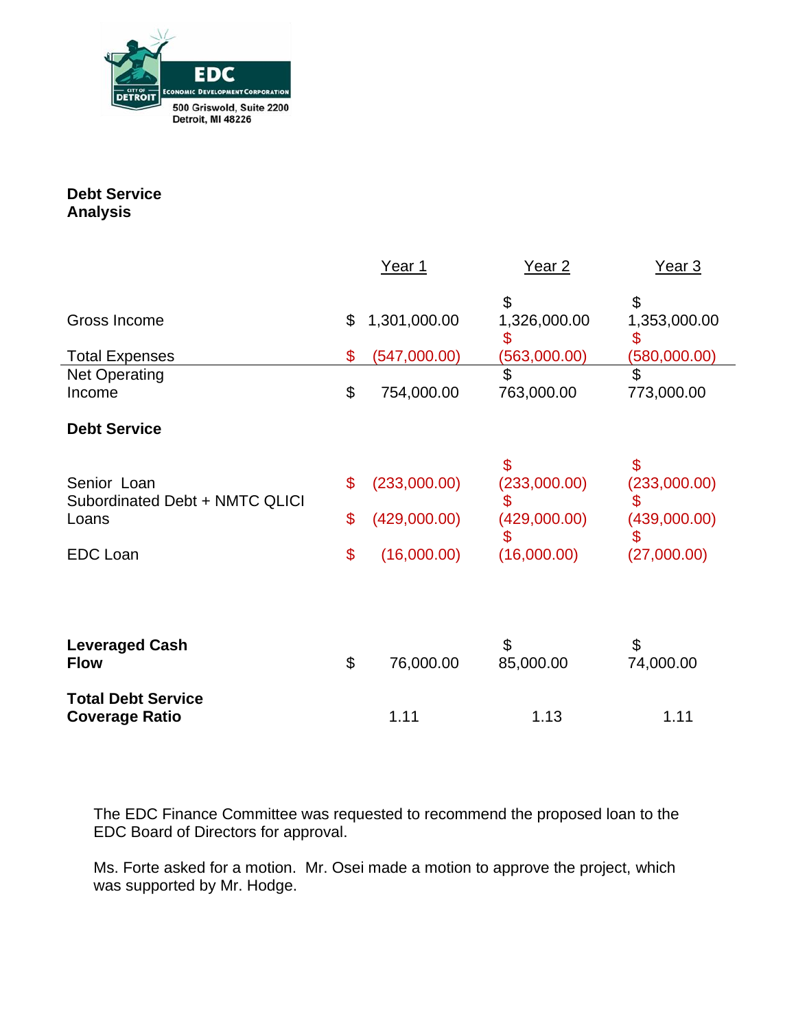EDC
ECONOMIC DEVELOPMENT CORPORATION
CITY OF DETROIT
500 Griswold, Suite 2200
Detroit, MI 48226

**Debt Service Analysis**

| | Year 1 | Year 2 | Year 3 |
|---|---|---|---|
| Gross Income | $ 1,301,000.00 | $ 1,326,000.00 | $ 1,353,000.00 |
| Total Expenses | $ (547,000.00) | $ (563,000.00) | $ (580,000.00) |
| Net Operating Income | $ 754,000.00 | $ 763,000.00 | $ 773,000.00 |
| **Debt Service** | | | |
| Senior Loan | $ (233,000.00) | $ (233,000.00) | $ (233,000.00) |
| Subordinated Debt + NMTC QLICI Loans | $ (429,000.00) | $ (429,000.00) | $ (439,000.00) |
| EDC Loan | $ (16,000.00) | $ (16,000.00) | $ (27,000.00) |
| **Leveraged Cash Flow** | $ 76,000.00 | $ 85,000.00 | $ 74,000.00 |
| **Total Debt Service Coverage Ratio** | 1.11 | 1.13 | 1.11 |

The EDC Finance Committee was requested to recommend the proposed loan to the EDC Board of Directors for approval.

Ms. Forte asked for a motion. Mr. Osei made a motion to approve the project, which was supported by Mr. Hodge.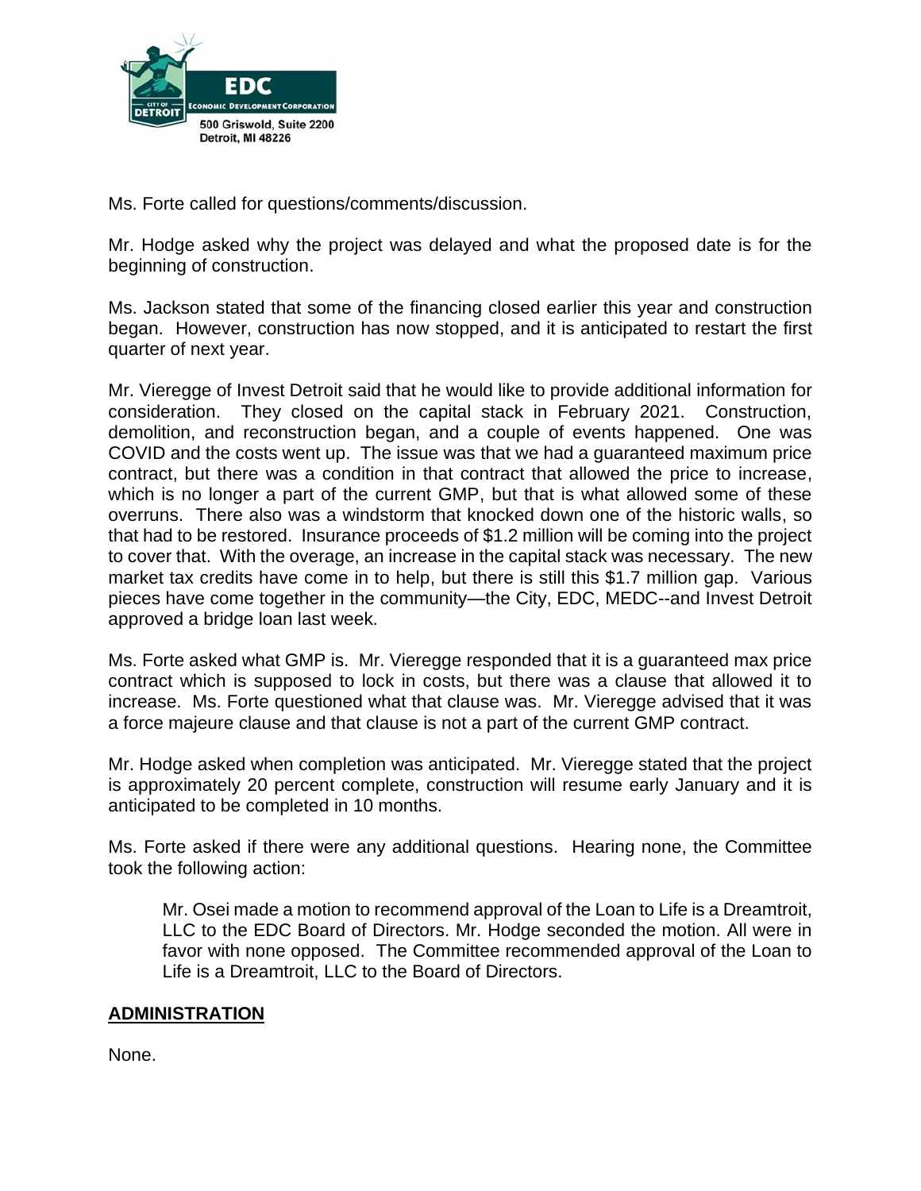Ms. Forte called for questions/comments/discussion.

Mr. Hodge asked why the project was delayed and what the proposed date is for the beginning of construction.

Ms. Jackson stated that some of the financing closed earlier this year and construction began. However, construction has now stopped, and it is anticipated to restart the first quarter of next year.

Mr. Vieregge of Invest Detroit said that he would like to provide additional information for consideration. They closed on the capital stack in February 2021. Construction, demolition, and reconstruction began, and a couple of events happened. One was COVID and the costs went up. The issue was that we had a guaranteed maximum price contract, but there was a condition in that contract that allowed the price to increase, which is no longer a part of the current GMP, but that is what allowed some of these overruns. There also was a windstorm that knocked down one of the historic walls, so that had to be restored. Insurance proceeds of $1.2 million will be coming into the project to cover that. With the overage, an increase in the capital stack was necessary. The new market tax credits have come in to help, but there is still this $1.7 million gap. Various pieces have come together in the community—the City, EDC, MEDC--and Invest Detroit approved a bridge loan last week.

Ms. Forte asked what GMP is. Mr. Vieregge responded that it is a guaranteed max price contract which is supposed to lock in costs, but there was a clause that allowed it to increase. Ms. Forte questioned what that clause was. Mr. Vieregge advised that it was a force majeure clause and that clause is not a part of the current GMP contract.

Mr. Hodge asked when completion was anticipated. Mr. Vieregge stated that the project is approximately 20 percent complete, construction will resume early January and it is anticipated to be completed in 10 months.

Ms. Forte asked if there were any additional questions. Hearing none, the Committee took the following action:

> Mr. Osei made a motion to recommend approval of the Loan to Life is a Dreamtroit, LLC to the EDC Board of Directors. Mr. Hodge seconded the motion. All were in favor with none opposed. The Committee recommended approval of the Loan to Life is a Dreamtroit, LLC to the Board of Directors.

**ADMINISTRATION**

None.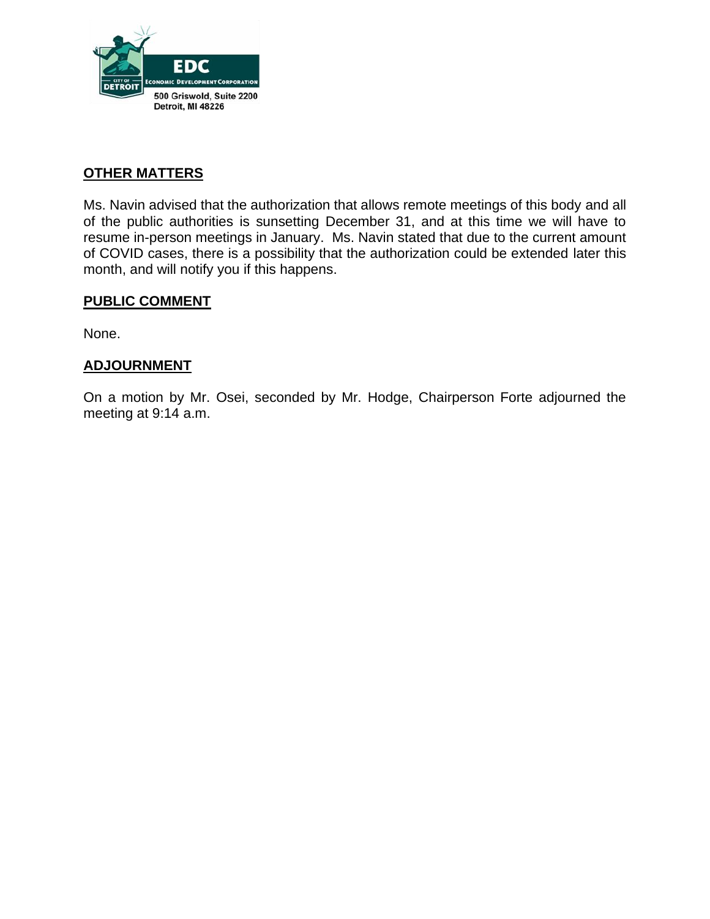## OTHER MATTERS

Ms. Navin advised that the authorization that allows remote meetings of this body and all of the public authorities is sunsetting December 31, and at this time we will have to resume in-person meetings in January. Ms. Navin stated that due to the current amount of COVID cases, there is a possibility that the authorization could be extended later this month, and will notify you if this happens.

## PUBLIC COMMENT

None.

## ADJOURNMENT

On a motion by Mr. Osei, seconded by Mr. Hodge, Chairperson Forte adjourned the meeting at 9:14 a.m.